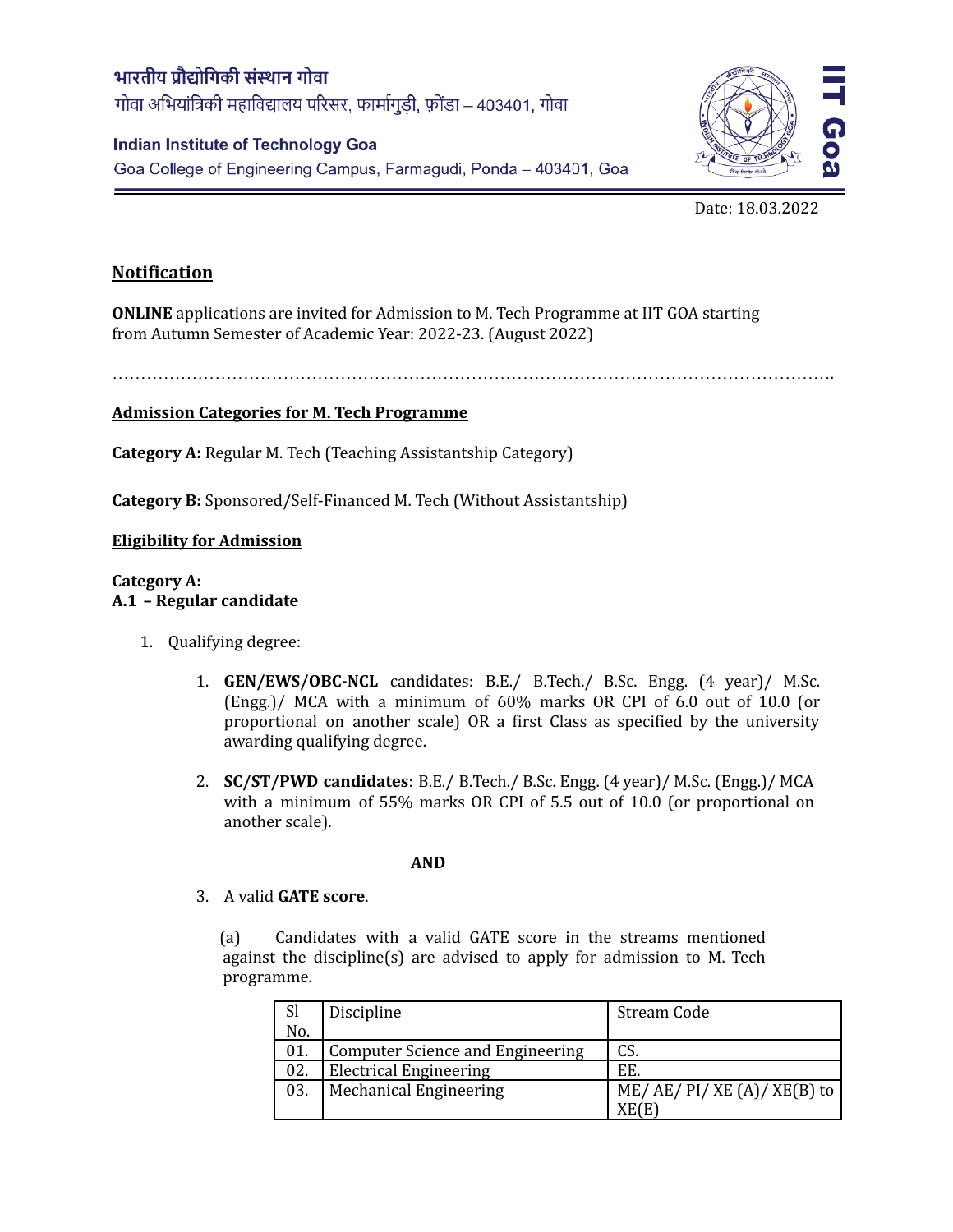भारतीय प्रौद्योगिकी संस्थान गोवा
गोवा अभियांत्रिकी महाविद्यालय परिसर, फार्मागुड़ी, फ़ोंडा – 403401, गोवा

**Indian Institute of Technology Goa**
Goa College of Engineering Campus, Farmagudi, Ponda – 403401, Goa

Date: 18.03.2022

## Notification

**ONLINE** applications are invited for Admission to M. Tech Programme at IIT GOA starting from Autumn Semester of Academic Year: 2022-23. (August 2022)

…………………………………………………………………………………………………………….

### Admission Categories for M. Tech Programme

**Category A:** Regular M. Tech (Teaching Assistantship Category)

**Category B:** Sponsored/Self-Financed M. Tech (Without Assistantship)

### Eligibility for Admission

**Category A:**
**A.1 – Regular candidate**

1. Qualifying degree:

   1. **GEN/EWS/OBC-NCL** candidates: B.E./ B.Tech./ B.Sc. Engg. (4 year)/ M.Sc. (Engg.)/ MCA with a minimum of 60% marks OR CPI of 6.0 out of 10.0 (or proportional on another scale) OR a first Class as specified by the university awarding qualifying degree.

   2. **SC/ST/PWD candidates**: B.E./ B.Tech./ B.Sc. Engg. (4 year)/ M.Sc. (Engg.)/ MCA with a minimum of 55% marks OR CPI of 5.5 out of 10.0 (or proportional on another scale).

   **AND**

   3. A valid **GATE score**.

      (a) Candidates with a valid GATE score in the streams mentioned against the discipline(s) are advised to apply for admission to M. Tech programme.

| Sl No. | Discipline | Stream Code |
|---|---|---|
| 01. | Computer Science and Engineering | CS. |
| 02. | Electrical Engineering | EE. |
| 03. | Mechanical Engineering | ME/ AE/ PI/ XE (A)/ XE(B) to XE(E) |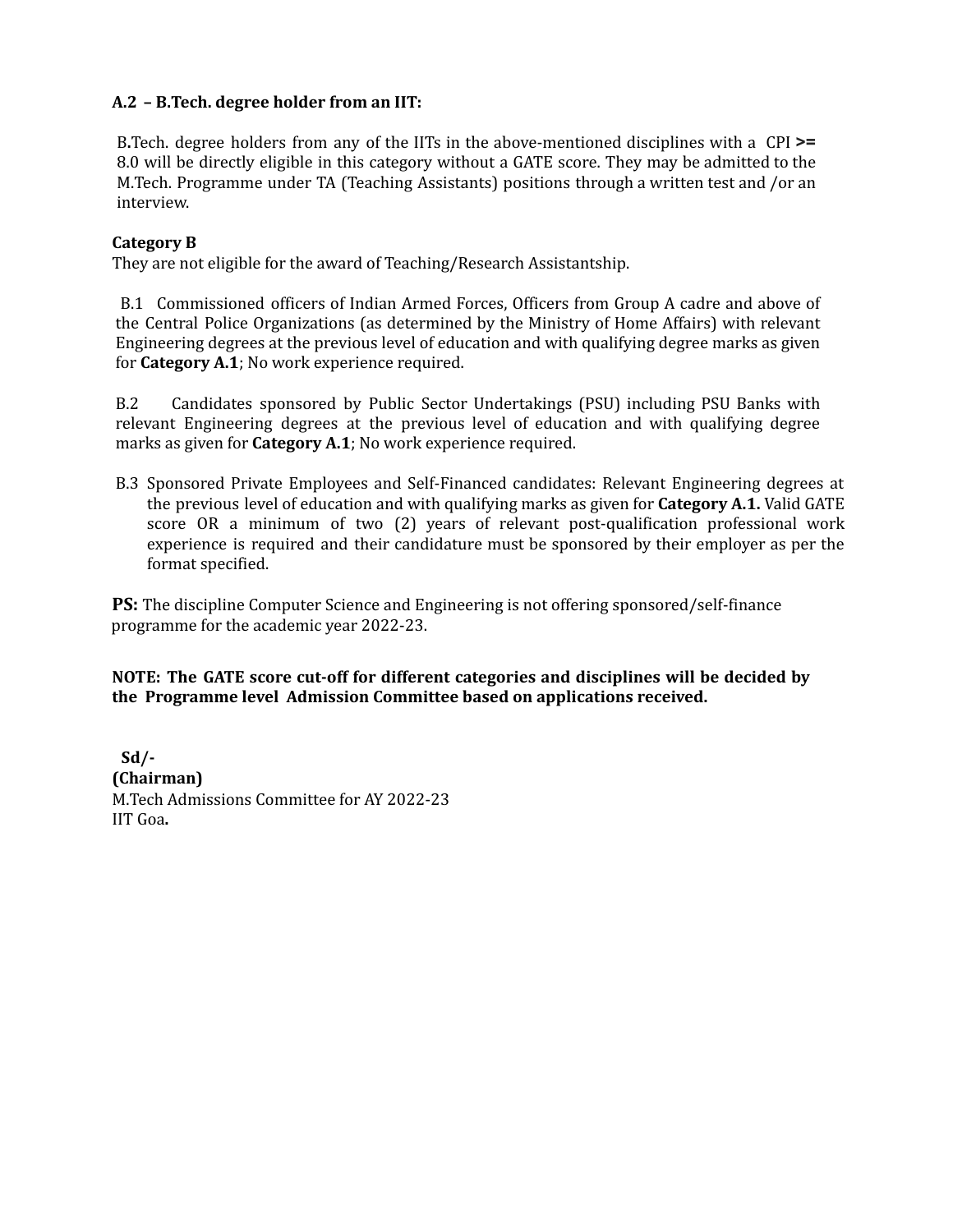**A.2 – B.Tech. degree holder from an IIT:**

B.Tech. degree holders from any of the IITs in the above-mentioned disciplines with a CPI **>=** 8.0 will be directly eligible in this category without a GATE score. They may be admitted to the M.Tech. Programme under TA (Teaching Assistants) positions through a written test and /or an interview.

**Category B**

They are not eligible for the award of Teaching/Research Assistantship.

B.1 Commissioned officers of Indian Armed Forces, Officers from Group A cadre and above of the Central Police Organizations (as determined by the Ministry of Home Affairs) with relevant Engineering degrees at the previous level of education and with qualifying degree marks as given for **Category A.1**; No work experience required.

B.2 Candidates sponsored by Public Sector Undertakings (PSU) including PSU Banks with relevant Engineering degrees at the previous level of education and with qualifying degree marks as given for **Category A.1**; No work experience required.

B.3 Sponsored Private Employees and Self-Financed candidates: Relevant Engineering degrees at the previous level of education and with qualifying marks as given for **Category A.1.** Valid GATE score OR a minimum of two (2) years of relevant post-qualification professional work experience is required and their candidature must be sponsored by their employer as per the format specified.

**PS:** The discipline Computer Science and Engineering is not offering sponsored/self-finance programme for the academic year 2022-23.

**NOTE: The GATE score cut-off for different categories and disciplines will be decided by the Programme level Admission Committee based on applications received.**

**Sd/-**
**(Chairman)**
M.Tech Admissions Committee for AY 2022-23
IIT Goa**.**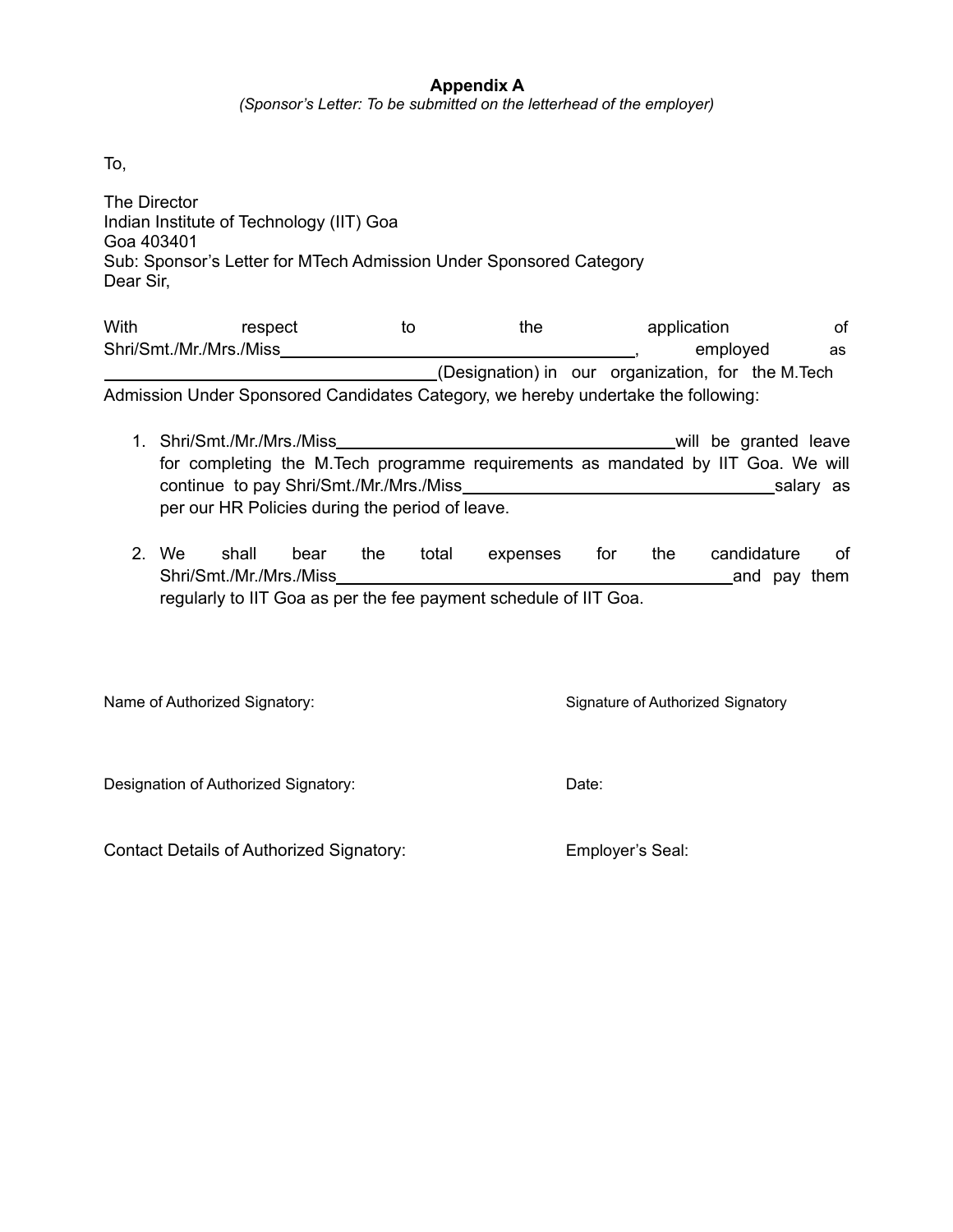**Appendix A**

*(Sponsor's Letter: To be submitted on the letterhead of the employer)*

To,

The Director
Indian Institute of Technology (IIT) Goa
Goa 403401
Sub: Sponsor's Letter for MTech Admission Under Sponsored Category
Dear Sir,

With respect to the application of Shri/Smt./Mr./Mrs./Miss______________________________, employed as ______________________________(Designation) in our organization, for the M.Tech Admission Under Sponsored Candidates Category, we hereby undertake the following:

1. Shri/Smt./Mr./Mrs./Miss______________________________will be granted leave for completing the M.Tech programme requirements as mandated by IIT Goa. We will continue to pay Shri/Smt./Mr./Mrs./Miss______________________________salary as per our HR Policies during the period of leave.

2. We shall bear the total expenses for the candidature of Shri/Smt./Mr./Mrs./Miss______________________________and pay them regularly to IIT Goa as per the fee payment schedule of IIT Goa.

Name of Authorized Signatory:

Signature of Authorized Signatory

Designation of Authorized Signatory:

Date:

Contact Details of Authorized Signatory:

Employer's Seal: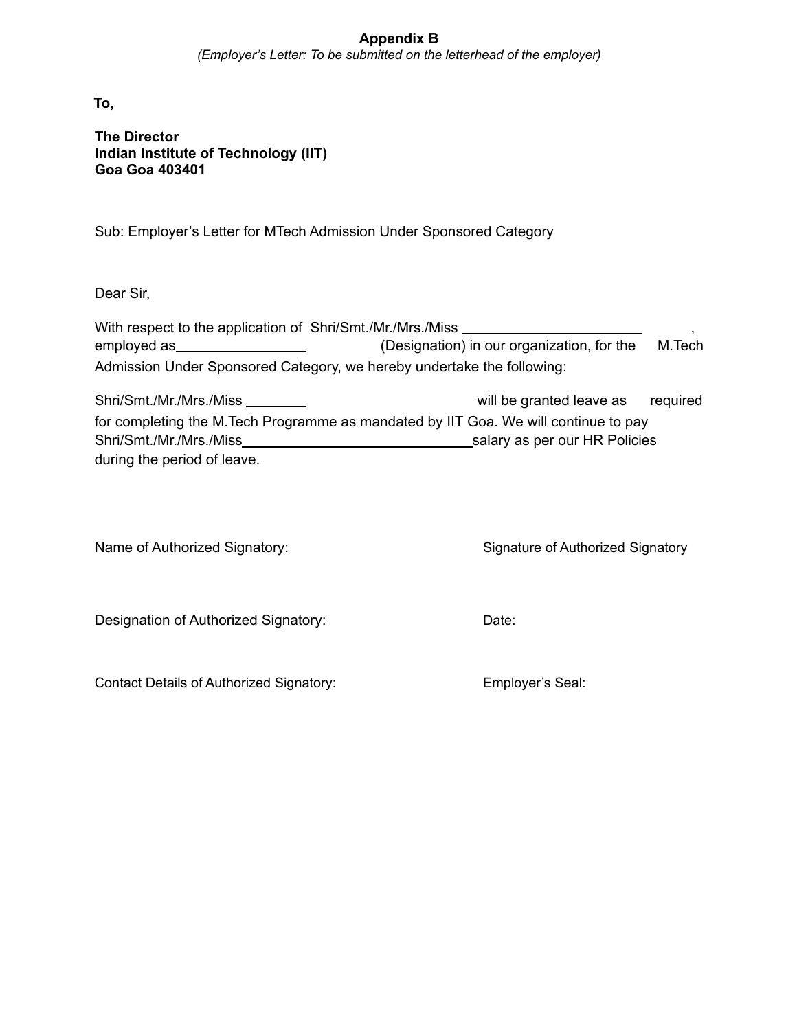**Appendix B**

*(Employer's Letter: To be submitted on the letterhead of the employer)*

**To,**

**The Director**
**Indian Institute of Technology (IIT)**
**Goa Goa 403401**

Sub: Employer's Letter for MTech Admission Under Sponsored Category

Dear Sir,

With respect to the application of Shri/Smt./Mr./Mrs./Miss ______________________ , employed as _______________ (Designation) in our organization, for the M.Tech Admission Under Sponsored Category, we hereby undertake the following:

Shri/Smt./Mr./Mrs./Miss ________ will be granted leave as required for completing the M.Tech Programme as mandated by IIT Goa. We will continue to pay Shri/Smt./Mr./Mrs./Miss ____________________________ salary as per our HR Policies during the period of leave.

Name of Authorized Signatory:

Signature of Authorized Signatory

Designation of Authorized Signatory:

Date:

Contact Details of Authorized Signatory:

Employer's Seal: